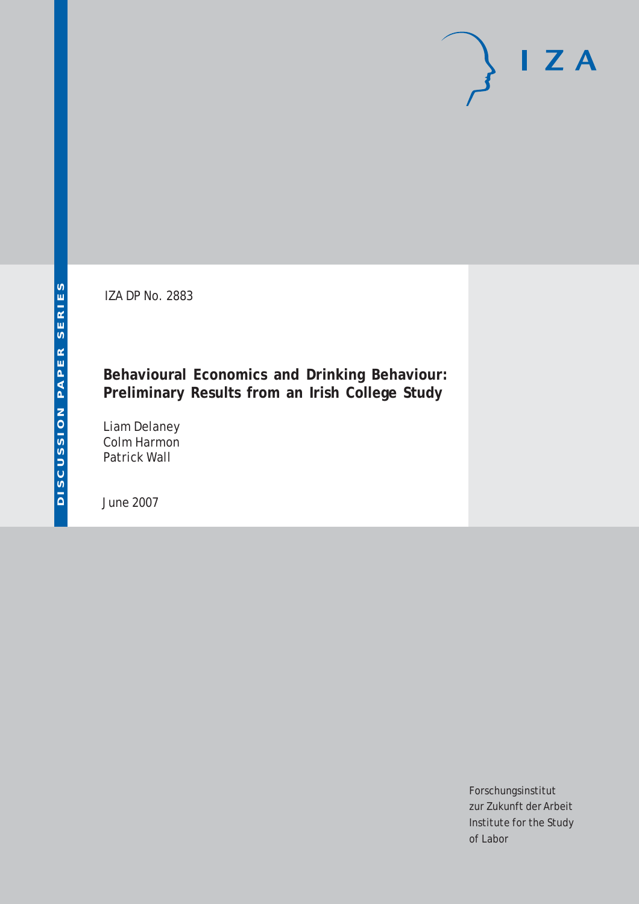IZA

DISCUSSION PAPER SERIES

IZA DP No. 2883

# Behavioural Economics and Drinking Behaviour: Preliminary Results from an Irish College Study

Liam Delaney
Colm Harmon
Patrick Wall

June 2007

Forschungsinstitut
zur Zukunft der Arbeit
Institute for the Study
of Labor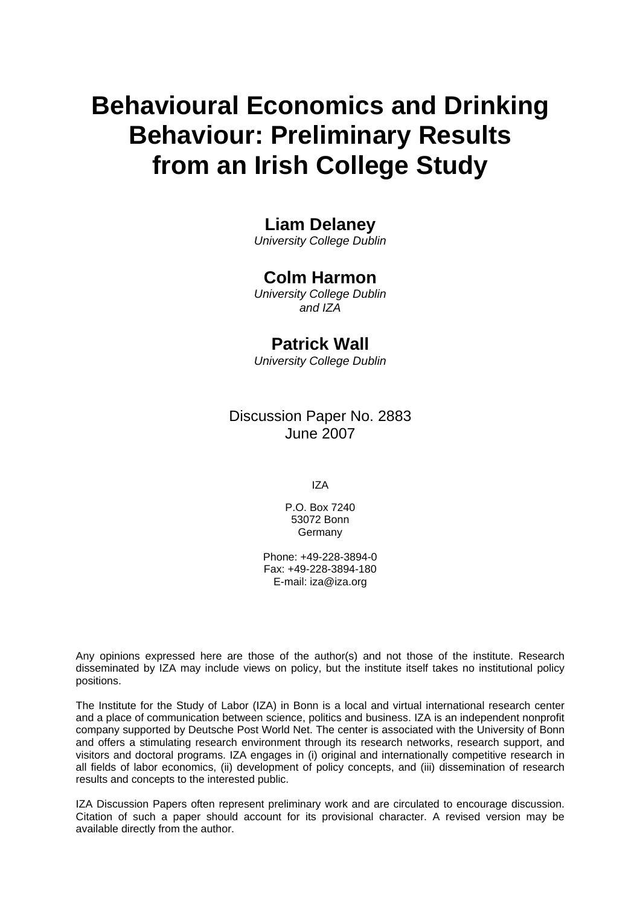# Behavioural Economics and Drinking Behaviour: Preliminary Results from an Irish College Study

**Liam Delaney**
*University College Dublin*

**Colm Harmon**
*University College Dublin and IZA*

**Patrick Wall**
*University College Dublin*

Discussion Paper No. 2883
June 2007

IZA

P.O. Box 7240
53072 Bonn
Germany

Phone: +49-228-3894-0
Fax: +49-228-3894-180
E-mail: iza@iza.org

Any opinions expressed here are those of the author(s) and not those of the institute. Research disseminated by IZA may include views on policy, but the institute itself takes no institutional policy positions.

The Institute for the Study of Labor (IZA) in Bonn is a local and virtual international research center and a place of communication between science, politics and business. IZA is an independent nonprofit company supported by Deutsche Post World Net. The center is associated with the University of Bonn and offers a stimulating research environment through its research networks, research support, and visitors and doctoral programs. IZA engages in (i) original and internationally competitive research in all fields of labor economics, (ii) development of policy concepts, and (iii) dissemination of research results and concepts to the interested public.

IZA Discussion Papers often represent preliminary work and are circulated to encourage discussion. Citation of such a paper should account for its provisional character. A revised version may be available directly from the author.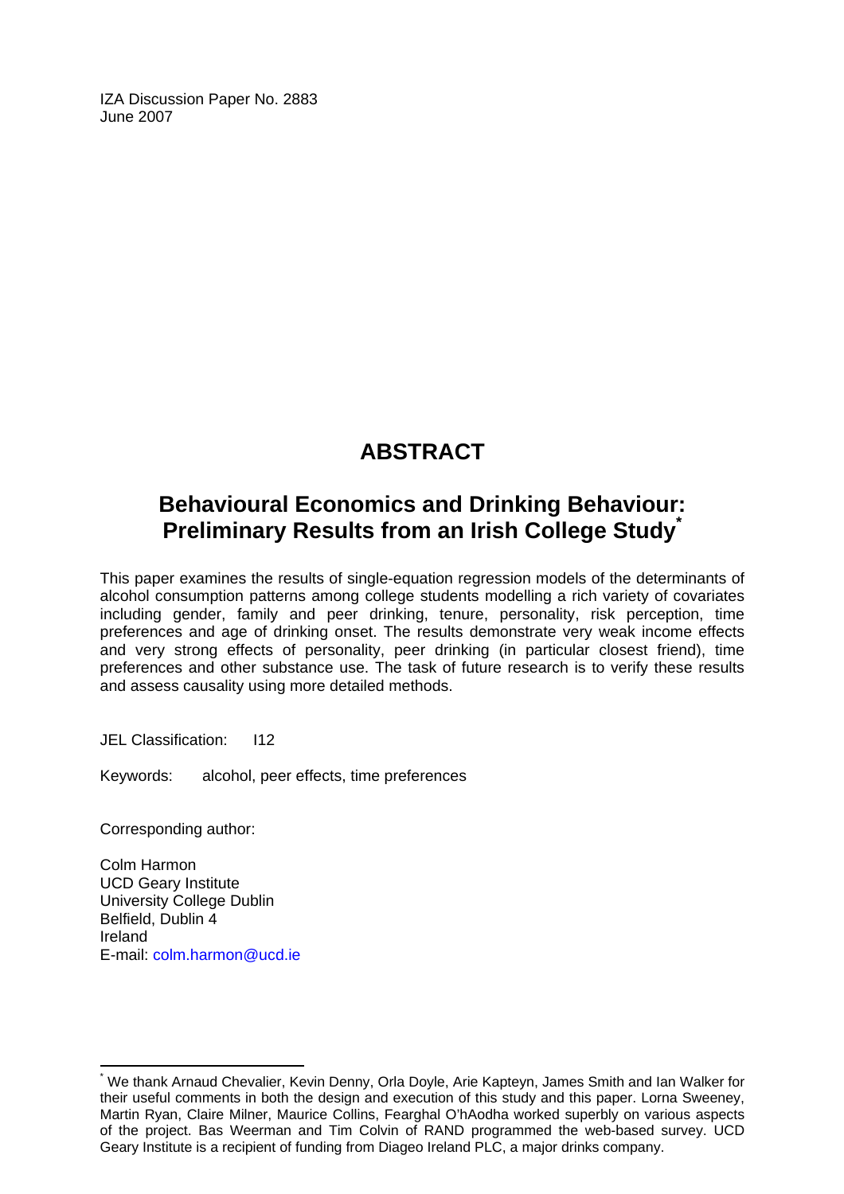IZA Discussion Paper No. 2883
June 2007

# ABSTRACT

## Behavioural Economics and Drinking Behaviour: Preliminary Results from an Irish College Study*

This paper examines the results of single-equation regression models of the determinants of alcohol consumption patterns among college students modelling a rich variety of covariates including gender, family and peer drinking, tenure, personality, risk perception, time preferences and age of drinking onset. The results demonstrate very weak income effects and very strong effects of personality, peer drinking (in particular closest friend), time preferences and other substance use. The task of future research is to verify these results and assess causality using more detailed methods.

JEL Classification: I12

Keywords: alcohol, peer effects, time preferences

Corresponding author:

Colm Harmon
UCD Geary Institute
University College Dublin
Belfield, Dublin 4
Ireland
E-mail: colm.harmon@ucd.ie

---

* We thank Arnaud Chevalier, Kevin Denny, Orla Doyle, Arie Kapteyn, James Smith and Ian Walker for their useful comments in both the design and execution of this study and this paper. Lorna Sweeney, Martin Ryan, Claire Milner, Maurice Collins, Fearghal O'hAodha worked superbly on various aspects of the project. Bas Weerman and Tim Colvin of RAND programmed the web-based survey. UCD Geary Institute is a recipient of funding from Diageo Ireland PLC, a major drinks company.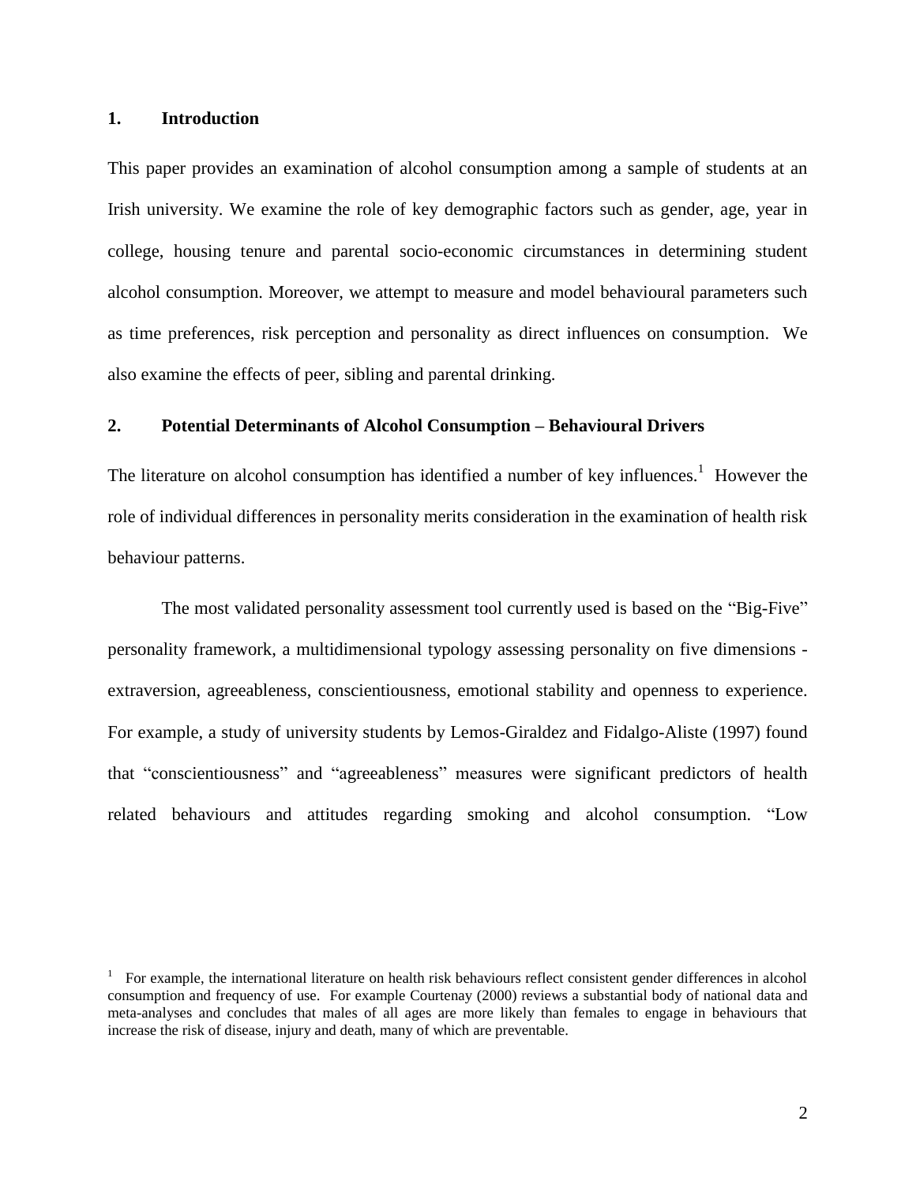## 1. Introduction

This paper provides an examination of alcohol consumption among a sample of students at an Irish university. We examine the role of key demographic factors such as gender, age, year in college, housing tenure and parental socio-economic circumstances in determining student alcohol consumption. Moreover, we attempt to measure and model behavioural parameters such as time preferences, risk perception and personality as direct influences on consumption. We also examine the effects of peer, sibling and parental drinking.

## 2. Potential Determinants of Alcohol Consumption – Behavioural Drivers

The literature on alcohol consumption has identified a number of key influences.[1] However the role of individual differences in personality merits consideration in the examination of health risk behaviour patterns.

The most validated personality assessment tool currently used is based on the "Big-Five" personality framework, a multidimensional typology assessing personality on five dimensions - extraversion, agreeableness, conscientiousness, emotional stability and openness to experience. For example, a study of university students by Lemos-Giraldez and Fidalgo-Aliste (1997) found that "conscientiousness" and "agreeableness" measures were significant predictors of health related behaviours and attitudes regarding smoking and alcohol consumption. "Low

[1] For example, the international literature on health risk behaviours reflect consistent gender differences in alcohol consumption and frequency of use. For example Courtenay (2000) reviews a substantial body of national data and meta-analyses and concludes that males of all ages are more likely than females to engage in behaviours that increase the risk of disease, injury and death, many of which are preventable.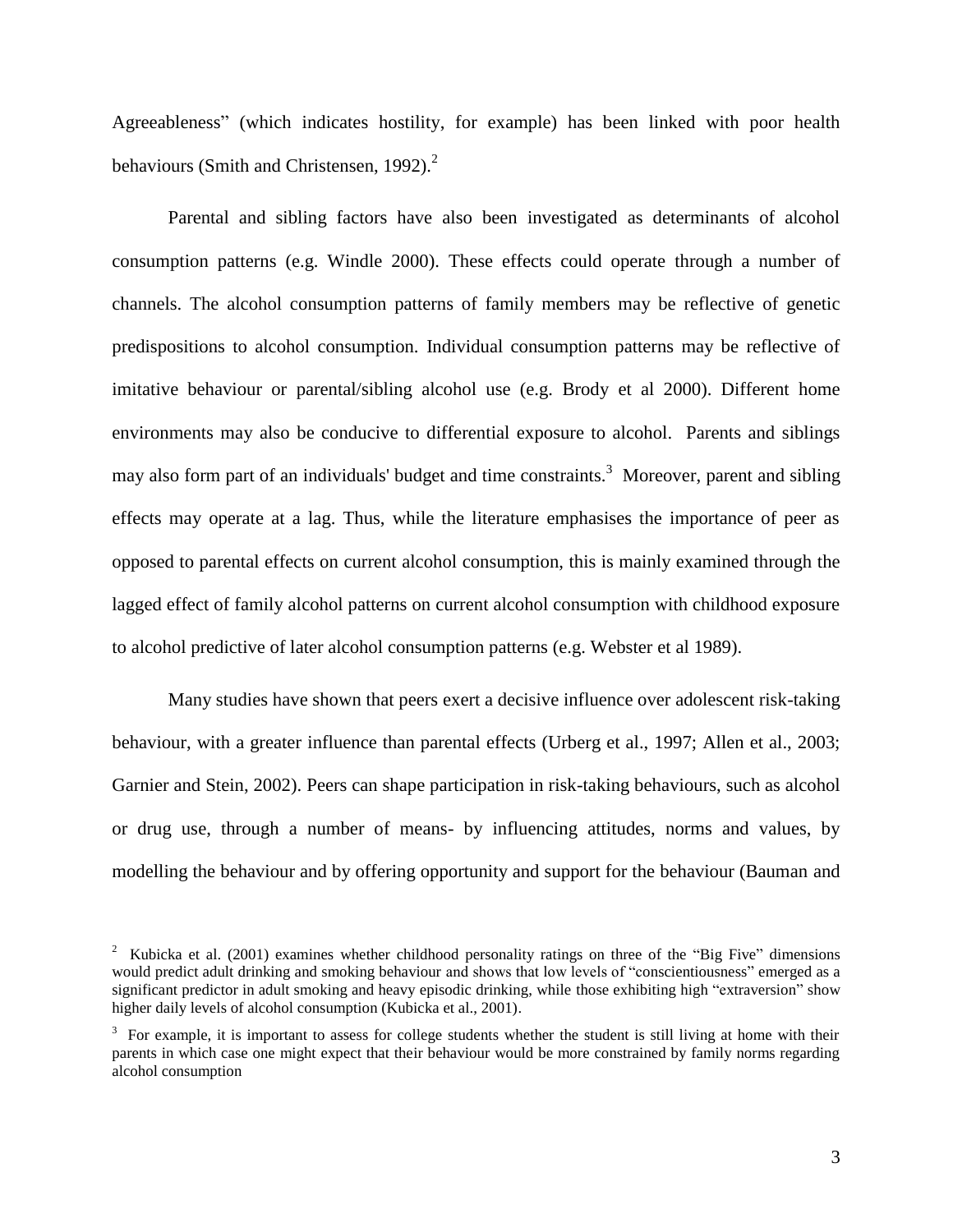Agreeableness" (which indicates hostility, for example) has been linked with poor health behaviours (Smith and Christensen, 1992).[2]

Parental and sibling factors have also been investigated as determinants of alcohol consumption patterns (e.g. Windle 2000). These effects could operate through a number of channels. The alcohol consumption patterns of family members may be reflective of genetic predispositions to alcohol consumption. Individual consumption patterns may be reflective of imitative behaviour or parental/sibling alcohol use (e.g. Brody et al 2000). Different home environments may also be conducive to differential exposure to alcohol. Parents and siblings may also form part of an individuals' budget and time constraints.[3] Moreover, parent and sibling effects may operate at a lag. Thus, while the literature emphasises the importance of peer as opposed to parental effects on current alcohol consumption, this is mainly examined through the lagged effect of family alcohol patterns on current alcohol consumption with childhood exposure to alcohol predictive of later alcohol consumption patterns (e.g. Webster et al 1989).

Many studies have shown that peers exert a decisive influence over adolescent risk-taking behaviour, with a greater influence than parental effects (Urberg et al., 1997; Allen et al., 2003; Garnier and Stein, 2002). Peers can shape participation in risk-taking behaviours, such as alcohol or drug use, through a number of means- by influencing attitudes, norms and values, by modelling the behaviour and by offering opportunity and support for the behaviour (Bauman and

---

[2] Kubicka et al. (2001) examines whether childhood personality ratings on three of the "Big Five" dimensions would predict adult drinking and smoking behaviour and shows that low levels of "conscientiousness" emerged as a significant predictor in adult smoking and heavy episodic drinking, while those exhibiting high "extraversion" show higher daily levels of alcohol consumption (Kubicka et al., 2001).

[3] For example, it is important to assess for college students whether the student is still living at home with their parents in which case one might expect that their behaviour would be more constrained by family norms regarding alcohol consumption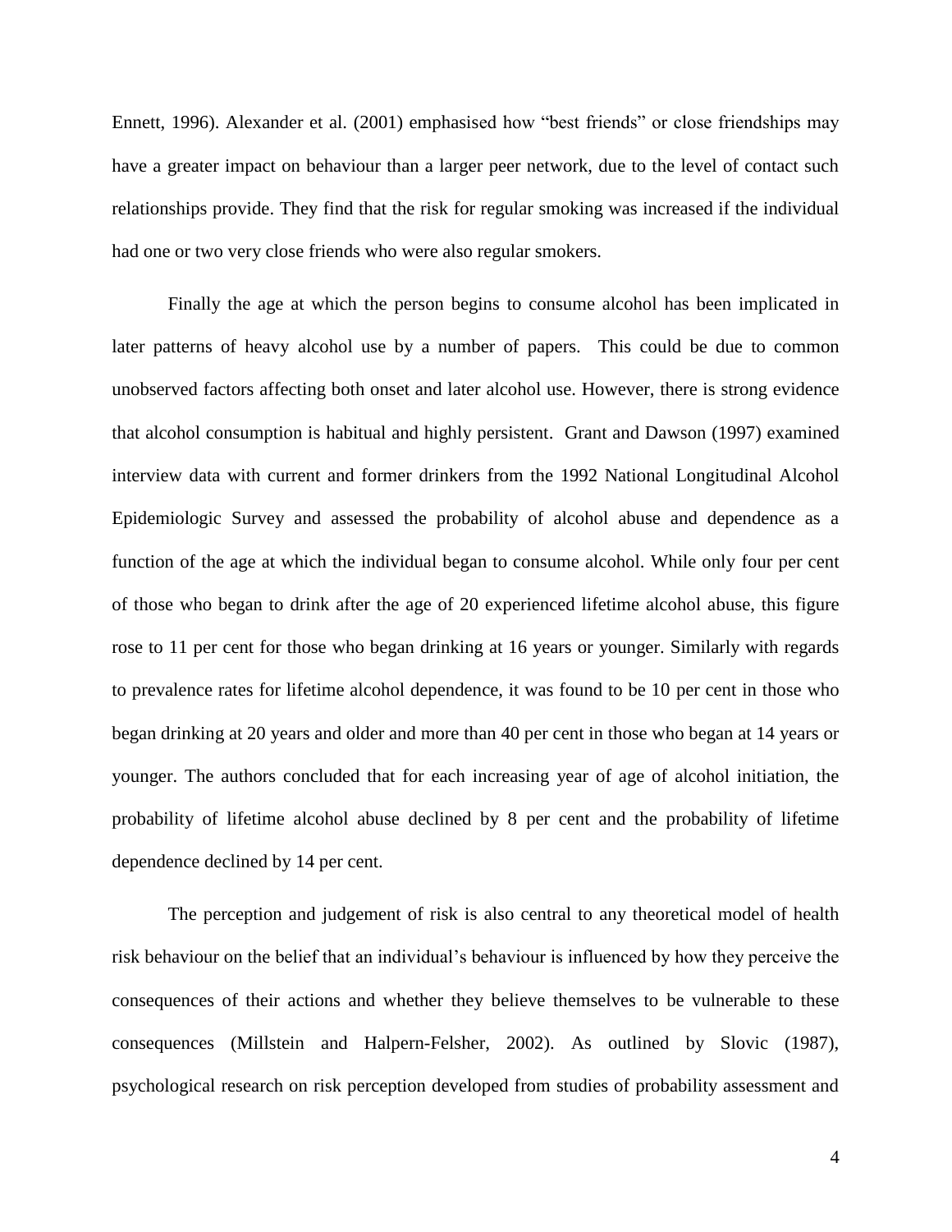Ennett, 1996). Alexander et al. (2001) emphasised how "best friends" or close friendships may have a greater impact on behaviour than a larger peer network, due to the level of contact such relationships provide. They find that the risk for regular smoking was increased if the individual had one or two very close friends who were also regular smokers.

Finally the age at which the person begins to consume alcohol has been implicated in later patterns of heavy alcohol use by a number of papers. This could be due to common unobserved factors affecting both onset and later alcohol use. However, there is strong evidence that alcohol consumption is habitual and highly persistent. Grant and Dawson (1997) examined interview data with current and former drinkers from the 1992 National Longitudinal Alcohol Epidemiologic Survey and assessed the probability of alcohol abuse and dependence as a function of the age at which the individual began to consume alcohol. While only four per cent of those who began to drink after the age of 20 experienced lifetime alcohol abuse, this figure rose to 11 per cent for those who began drinking at 16 years or younger. Similarly with regards to prevalence rates for lifetime alcohol dependence, it was found to be 10 per cent in those who began drinking at 20 years and older and more than 40 per cent in those who began at 14 years or younger. The authors concluded that for each increasing year of age of alcohol initiation, the probability of lifetime alcohol abuse declined by 8 per cent and the probability of lifetime dependence declined by 14 per cent.

The perception and judgement of risk is also central to any theoretical model of health risk behaviour on the belief that an individual's behaviour is influenced by how they perceive the consequences of their actions and whether they believe themselves to be vulnerable to these consequences (Millstein and Halpern-Felsher, 2002). As outlined by Slovic (1987), psychological research on risk perception developed from studies of probability assessment and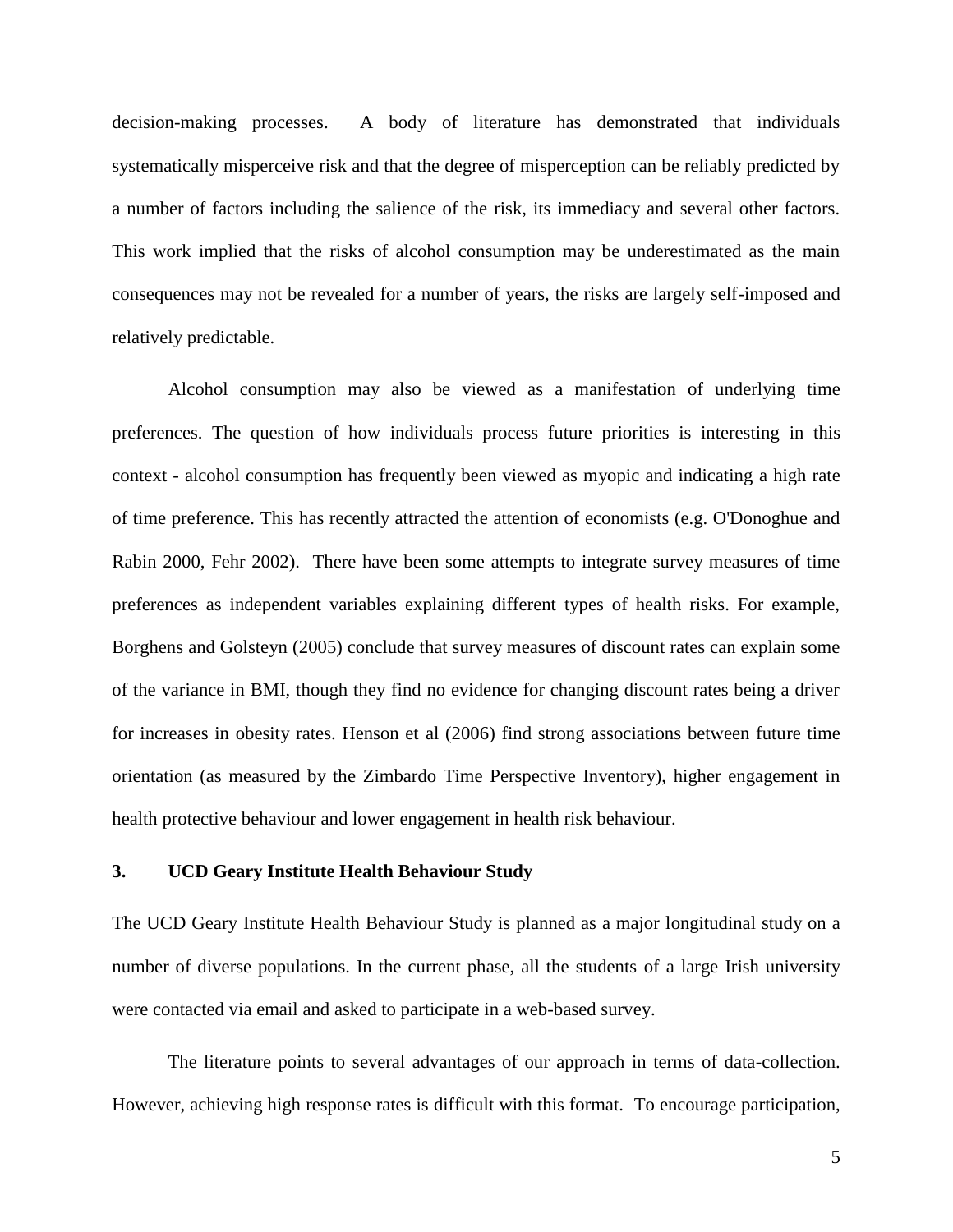decision-making processes. A body of literature has demonstrated that individuals systematically misperceive risk and that the degree of misperception can be reliably predicted by a number of factors including the salience of the risk, its immediacy and several other factors. This work implied that the risks of alcohol consumption may be underestimated as the main consequences may not be revealed for a number of years, the risks are largely self-imposed and relatively predictable.

Alcohol consumption may also be viewed as a manifestation of underlying time preferences. The question of how individuals process future priorities is interesting in this context - alcohol consumption has frequently been viewed as myopic and indicating a high rate of time preference. This has recently attracted the attention of economists (e.g. O'Donoghue and Rabin 2000, Fehr 2002). There have been some attempts to integrate survey measures of time preferences as independent variables explaining different types of health risks. For example, Borghens and Golsteyn (2005) conclude that survey measures of discount rates can explain some of the variance in BMI, though they find no evidence for changing discount rates being a driver for increases in obesity rates. Henson et al (2006) find strong associations between future time orientation (as measured by the Zimbardo Time Perspective Inventory), higher engagement in health protective behaviour and lower engagement in health risk behaviour.

## 3. UCD Geary Institute Health Behaviour Study

The UCD Geary Institute Health Behaviour Study is planned as a major longitudinal study on a number of diverse populations. In the current phase, all the students of a large Irish university were contacted via email and asked to participate in a web-based survey.

The literature points to several advantages of our approach in terms of data-collection. However, achieving high response rates is difficult with this format. To encourage participation,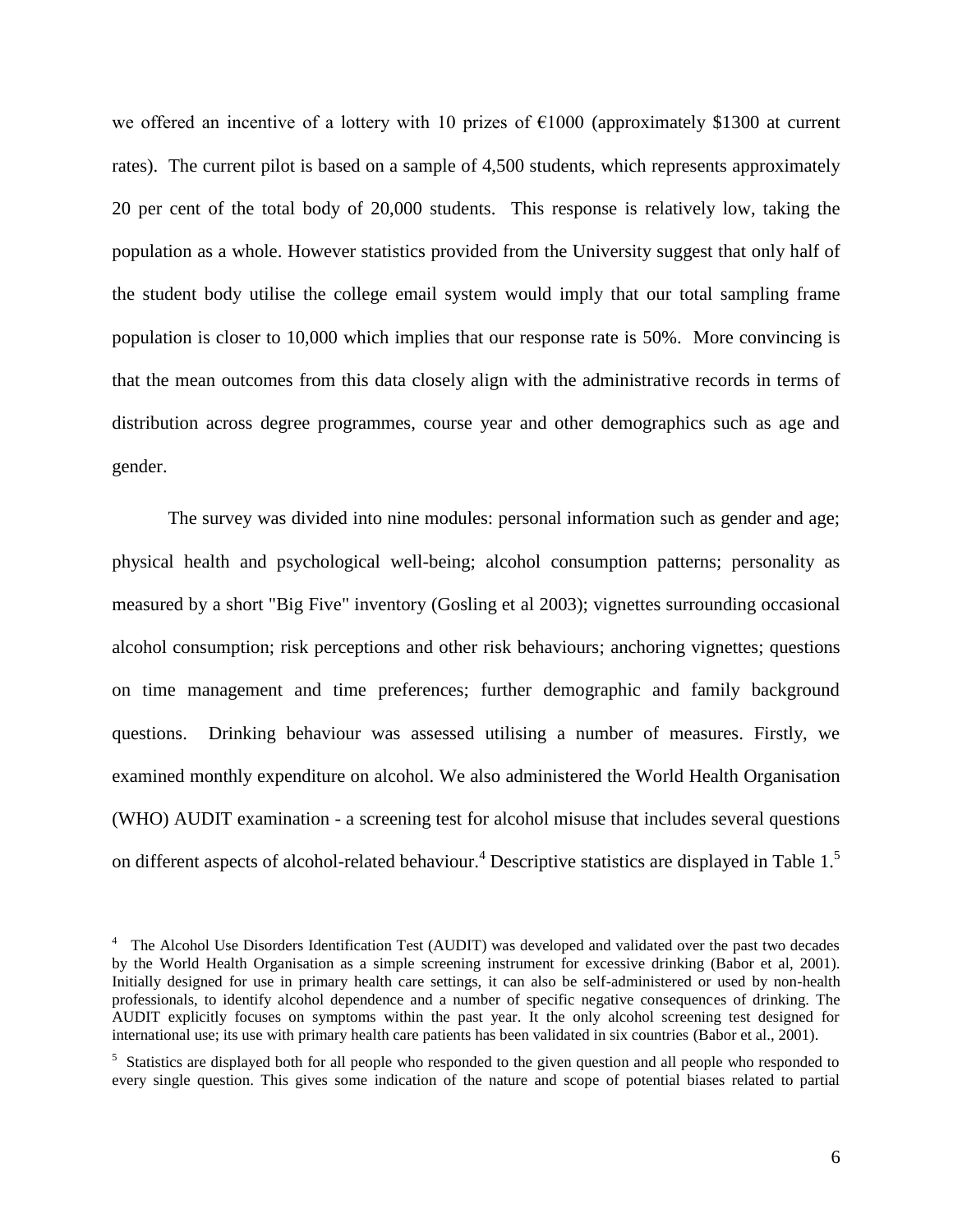we offered an incentive of a lottery with 10 prizes of €1000 (approximately $1300 at current rates). The current pilot is based on a sample of 4,500 students, which represents approximately 20 per cent of the total body of 20,000 students. This response is relatively low, taking the population as a whole. However statistics provided from the University suggest that only half of the student body utilise the college email system would imply that our total sampling frame population is closer to 10,000 which implies that our response rate is 50%. More convincing is that the mean outcomes from this data closely align with the administrative records in terms of distribution across degree programmes, course year and other demographics such as age and gender.

The survey was divided into nine modules: personal information such as gender and age; physical health and psychological well-being; alcohol consumption patterns; personality as measured by a short "Big Five" inventory (Gosling et al 2003); vignettes surrounding occasional alcohol consumption; risk perceptions and other risk behaviours; anchoring vignettes; questions on time management and time preferences; further demographic and family background questions. Drinking behaviour was assessed utilising a number of measures. Firstly, we examined monthly expenditure on alcohol. We also administered the World Health Organisation (WHO) AUDIT examination - a screening test for alcohol misuse that includes several questions on different aspects of alcohol-related behaviour.[4] Descriptive statistics are displayed in Table 1.[5]

[4] The Alcohol Use Disorders Identification Test (AUDIT) was developed and validated over the past two decades by the World Health Organisation as a simple screening instrument for excessive drinking (Babor et al, 2001). Initially designed for use in primary health care settings, it can also be self-administered or used by non-health professionals, to identify alcohol dependence and a number of specific negative consequences of drinking. The AUDIT explicitly focuses on symptoms within the past year. It the only alcohol screening test designed for international use; its use with primary health care patients has been validated in six countries (Babor et al., 2001).

[5] Statistics are displayed both for all people who responded to the given question and all people who responded to every single question. This gives some indication of the nature and scope of potential biases related to partial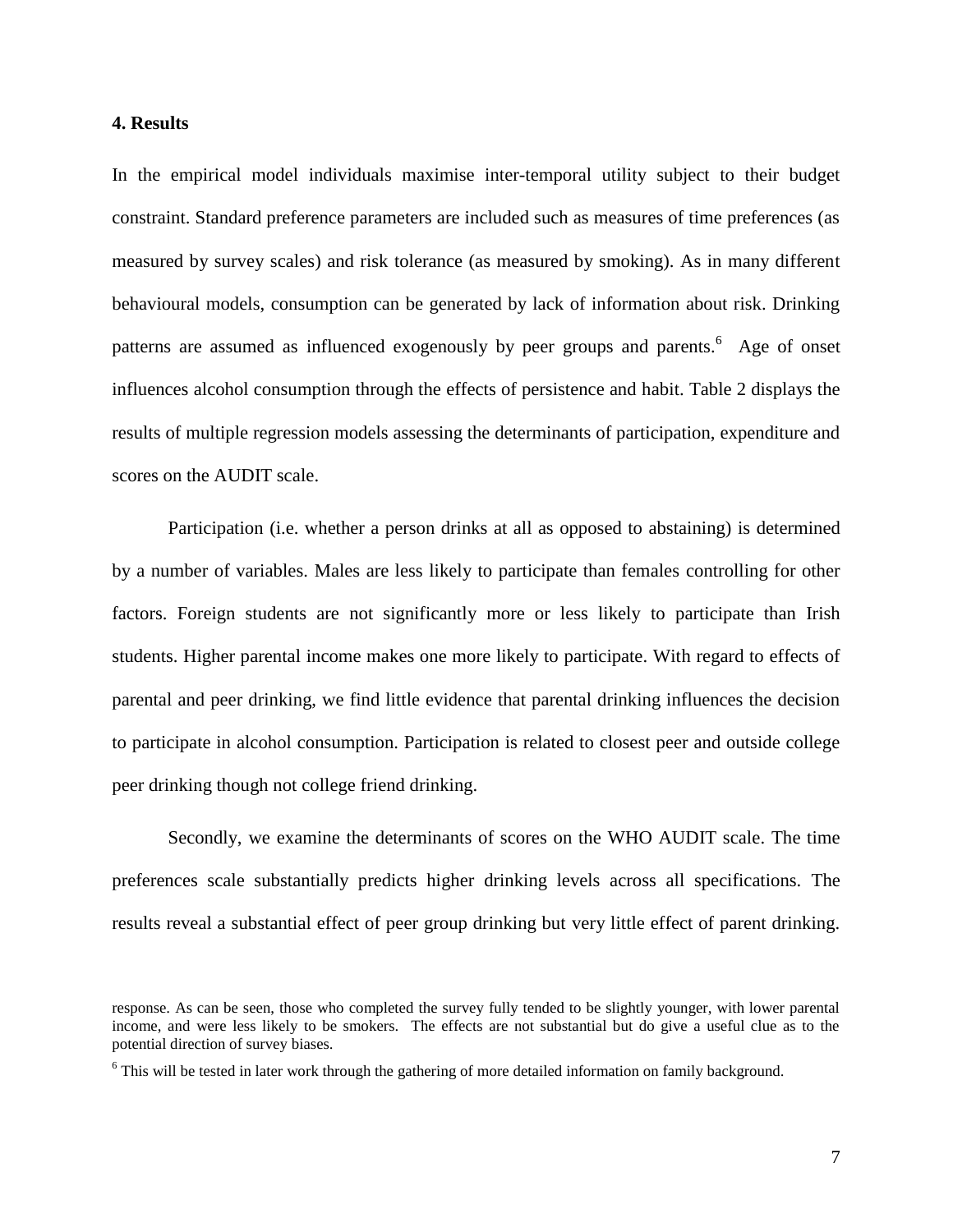### 4. Results

In the empirical model individuals maximise inter-temporal utility subject to their budget constraint. Standard preference parameters are included such as measures of time preferences (as measured by survey scales) and risk tolerance (as measured by smoking). As in many different behavioural models, consumption can be generated by lack of information about risk. Drinking patterns are assumed as influenced exogenously by peer groups and parents.[6] Age of onset influences alcohol consumption through the effects of persistence and habit. Table 2 displays the results of multiple regression models assessing the determinants of participation, expenditure and scores on the AUDIT scale.

Participation (i.e. whether a person drinks at all as opposed to abstaining) is determined by a number of variables. Males are less likely to participate than females controlling for other factors. Foreign students are not significantly more or less likely to participate than Irish students. Higher parental income makes one more likely to participate. With regard to effects of parental and peer drinking, we find little evidence that parental drinking influences the decision to participate in alcohol consumption. Participation is related to closest peer and outside college peer drinking though not college friend drinking.

Secondly, we examine the determinants of scores on the WHO AUDIT scale. The time preferences scale substantially predicts higher drinking levels across all specifications. The results reveal a substantial effect of peer group drinking but very little effect of parent drinking.

response. As can be seen, those who completed the survey fully tended to be slightly younger, with lower parental income, and were less likely to be smokers. The effects are not substantial but do give a useful clue as to the potential direction of survey biases.

[6] This will be tested in later work through the gathering of more detailed information on family background.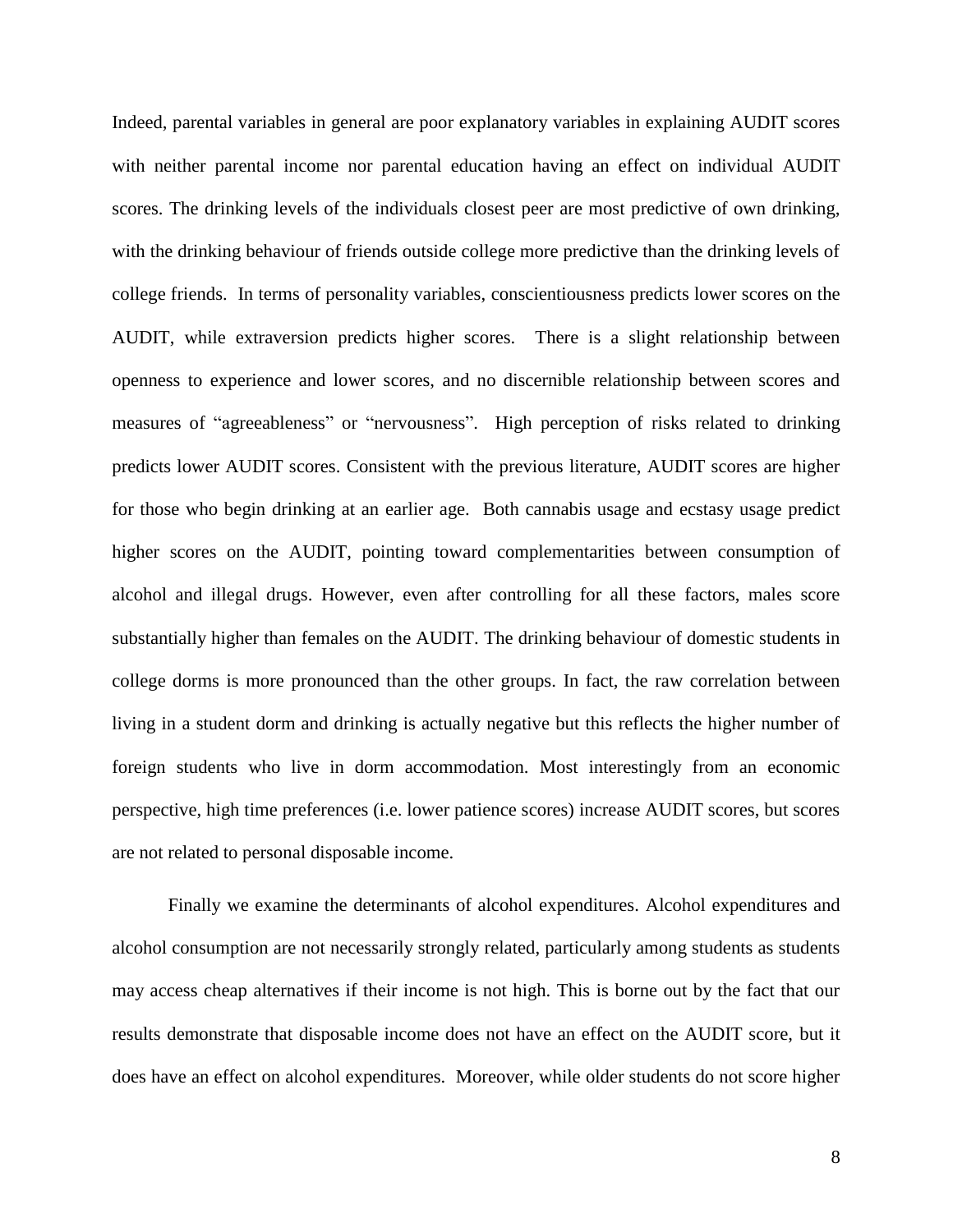Indeed, parental variables in general are poor explanatory variables in explaining AUDIT scores with neither parental income nor parental education having an effect on individual AUDIT scores. The drinking levels of the individuals closest peer are most predictive of own drinking, with the drinking behaviour of friends outside college more predictive than the drinking levels of college friends. In terms of personality variables, conscientiousness predicts lower scores on the AUDIT, while extraversion predicts higher scores. There is a slight relationship between openness to experience and lower scores, and no discernible relationship between scores and measures of "agreeableness" or "nervousness". High perception of risks related to drinking predicts lower AUDIT scores. Consistent with the previous literature, AUDIT scores are higher for those who begin drinking at an earlier age. Both cannabis usage and ecstasy usage predict higher scores on the AUDIT, pointing toward complementarities between consumption of alcohol and illegal drugs. However, even after controlling for all these factors, males score substantially higher than females on the AUDIT. The drinking behaviour of domestic students in college dorms is more pronounced than the other groups. In fact, the raw correlation between living in a student dorm and drinking is actually negative but this reflects the higher number of foreign students who live in dorm accommodation. Most interestingly from an economic perspective, high time preferences (i.e. lower patience scores) increase AUDIT scores, but scores are not related to personal disposable income.

Finally we examine the determinants of alcohol expenditures. Alcohol expenditures and alcohol consumption are not necessarily strongly related, particularly among students as students may access cheap alternatives if their income is not high. This is borne out by the fact that our results demonstrate that disposable income does not have an effect on the AUDIT score, but it does have an effect on alcohol expenditures. Moreover, while older students do not score higher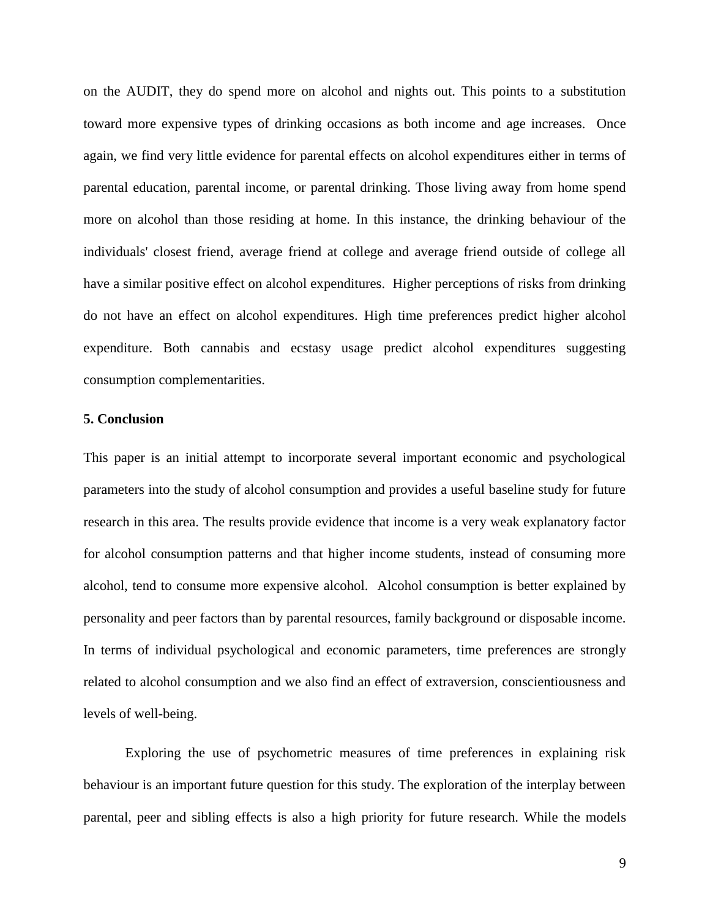on the AUDIT, they do spend more on alcohol and nights out. This points to a substitution toward more expensive types of drinking occasions as both income and age increases. Once again, we find very little evidence for parental effects on alcohol expenditures either in terms of parental education, parental income, or parental drinking. Those living away from home spend more on alcohol than those residing at home. In this instance, the drinking behaviour of the individuals' closest friend, average friend at college and average friend outside of college all have a similar positive effect on alcohol expenditures. Higher perceptions of risks from drinking do not have an effect on alcohol expenditures. High time preferences predict higher alcohol expenditure. Both cannabis and ecstasy usage predict alcohol expenditures suggesting consumption complementarities.

**5. Conclusion**

This paper is an initial attempt to incorporate several important economic and psychological parameters into the study of alcohol consumption and provides a useful baseline study for future research in this area. The results provide evidence that income is a very weak explanatory factor for alcohol consumption patterns and that higher income students, instead of consuming more alcohol, tend to consume more expensive alcohol. Alcohol consumption is better explained by personality and peer factors than by parental resources, family background or disposable income. In terms of individual psychological and economic parameters, time preferences are strongly related to alcohol consumption and we also find an effect of extraversion, conscientiousness and levels of well-being.

Exploring the use of psychometric measures of time preferences in explaining risk behaviour is an important future question for this study. The exploration of the interplay between parental, peer and sibling effects is also a high priority for future research. While the models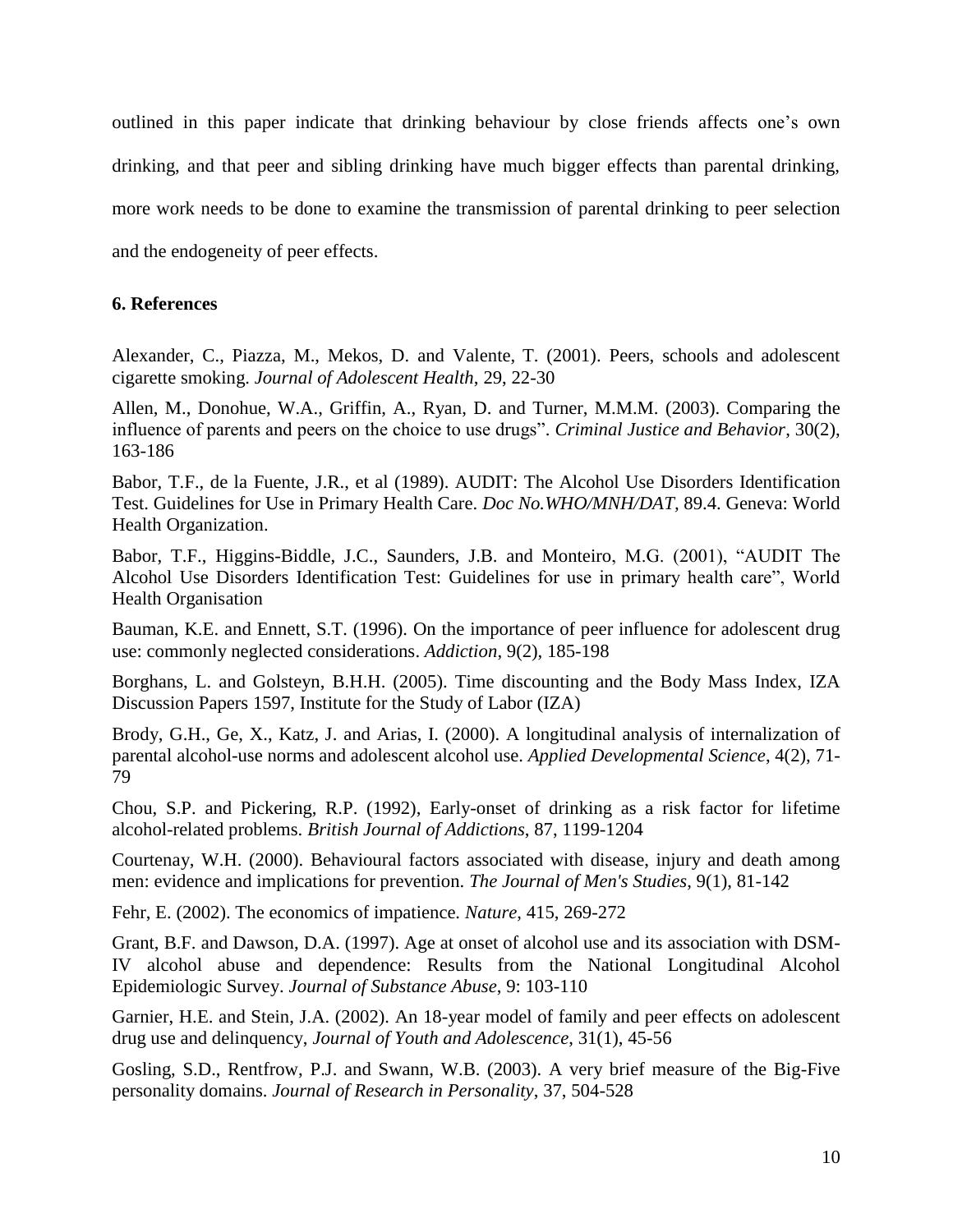outlined in this paper indicate that drinking behaviour by close friends affects one's own drinking, and that peer and sibling drinking have much bigger effects than parental drinking, more work needs to be done to examine the transmission of parental drinking to peer selection and the endogeneity of peer effects.

## 6. References

Alexander, C., Piazza, M., Mekos, D. and Valente, T. (2001). Peers, schools and adolescent cigarette smoking. *Journal of Adolescent Health*, 29, 22-30

Allen, M., Donohue, W.A., Griffin, A., Ryan, D. and Turner, M.M.M. (2003). Comparing the influence of parents and peers on the choice to use drugs". *Criminal Justice and Behavior*, 30(2), 163-186

Babor, T.F., de la Fuente, J.R., et al (1989). AUDIT: The Alcohol Use Disorders Identification Test. Guidelines for Use in Primary Health Care. *Doc No.WHO/MNH/DAT*, 89.4. Geneva: World Health Organization.

Babor, T.F., Higgins-Biddle, J.C., Saunders, J.B. and Monteiro, M.G. (2001), "AUDIT The Alcohol Use Disorders Identification Test: Guidelines for use in primary health care", World Health Organisation

Bauman, K.E. and Ennett, S.T. (1996). On the importance of peer influence for adolescent drug use: commonly neglected considerations. *Addiction*, 9(2), 185-198

Borghans, L. and Golsteyn, B.H.H. (2005). Time discounting and the Body Mass Index, IZA Discussion Papers 1597, Institute for the Study of Labor (IZA)

Brody, G.H., Ge, X., Katz, J. and Arias, I. (2000). A longitudinal analysis of internalization of parental alcohol-use norms and adolescent alcohol use. *Applied Developmental Science*, 4(2), 71-79

Chou, S.P. and Pickering, R.P. (1992), Early-onset of drinking as a risk factor for lifetime alcohol-related problems. *British Journal of Addictions*, 87, 1199-1204

Courtenay, W.H. (2000). Behavioural factors associated with disease, injury and death among men: evidence and implications for prevention. *The Journal of Men's Studies*, 9(1), 81-142

Fehr, E. (2002). The economics of impatience. *Nature*, 415, 269-272

Grant, B.F. and Dawson, D.A. (1997). Age at onset of alcohol use and its association with DSM-IV alcohol abuse and dependence: Results from the National Longitudinal Alcohol Epidemiologic Survey. *Journal of Substance Abuse*, 9: 103-110

Garnier, H.E. and Stein, J.A. (2002). An 18-year model of family and peer effects on adolescent drug use and delinquency, *Journal of Youth and Adolescence*, 31(1), 45-56

Gosling, S.D., Rentfrow, P.J. and Swann, W.B. (2003). A very brief measure of the Big-Five personality domains. *Journal of Research in Personality*, 37, 504-528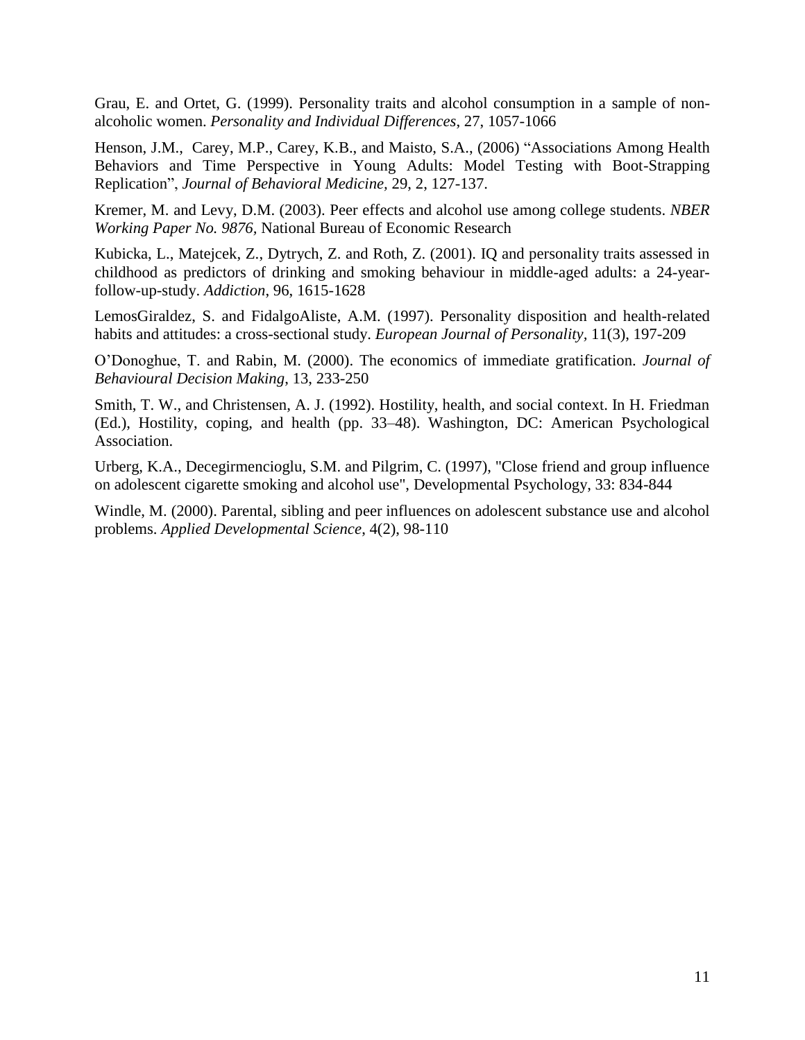Grau, E. and Ortet, G. (1999). Personality traits and alcohol consumption in a sample of non-alcoholic women. *Personality and Individual Differences*, 27, 1057-1066

Henson, J.M., Carey, M.P., Carey, K.B., and Maisto, S.A., (2006) "Associations Among Health Behaviors and Time Perspective in Young Adults: Model Testing with Boot-Strapping Replication", *Journal of Behavioral Medicine,* 29, 2, 127-137.

Kremer, M. and Levy, D.M. (2003). Peer effects and alcohol use among college students. *NBER Working Paper No. 9876,* National Bureau of Economic Research

Kubicka, L., Matejcek, Z., Dytrych, Z. and Roth, Z. (2001). IQ and personality traits assessed in childhood as predictors of drinking and smoking behaviour in middle-aged adults: a 24-year-follow-up-study. *Addiction*, 96, 1615-1628

LemosGiraldez, S. and FidalgoAliste, A.M. (1997). Personality disposition and health-related habits and attitudes: a cross-sectional study. *European Journal of Personality*, 11(3), 197-209

O'Donoghue, T. and Rabin, M. (2000). The economics of immediate gratification. *Journal of Behavioural Decision Making*, 13, 233-250

Smith, T. W., and Christensen, A. J. (1992). Hostility, health, and social context. In H. Friedman (Ed.), Hostility, coping, and health (pp. 33–48). Washington, DC: American Psychological Association.

Urberg, K.A., Decegirmencioglu, S.M. and Pilgrim, C. (1997), "Close friend and group influence on adolescent cigarette smoking and alcohol use", Developmental Psychology, 33: 834-844

Windle, M. (2000). Parental, sibling and peer influences on adolescent substance use and alcohol problems. *Applied Developmental Science*, 4(2), 98-110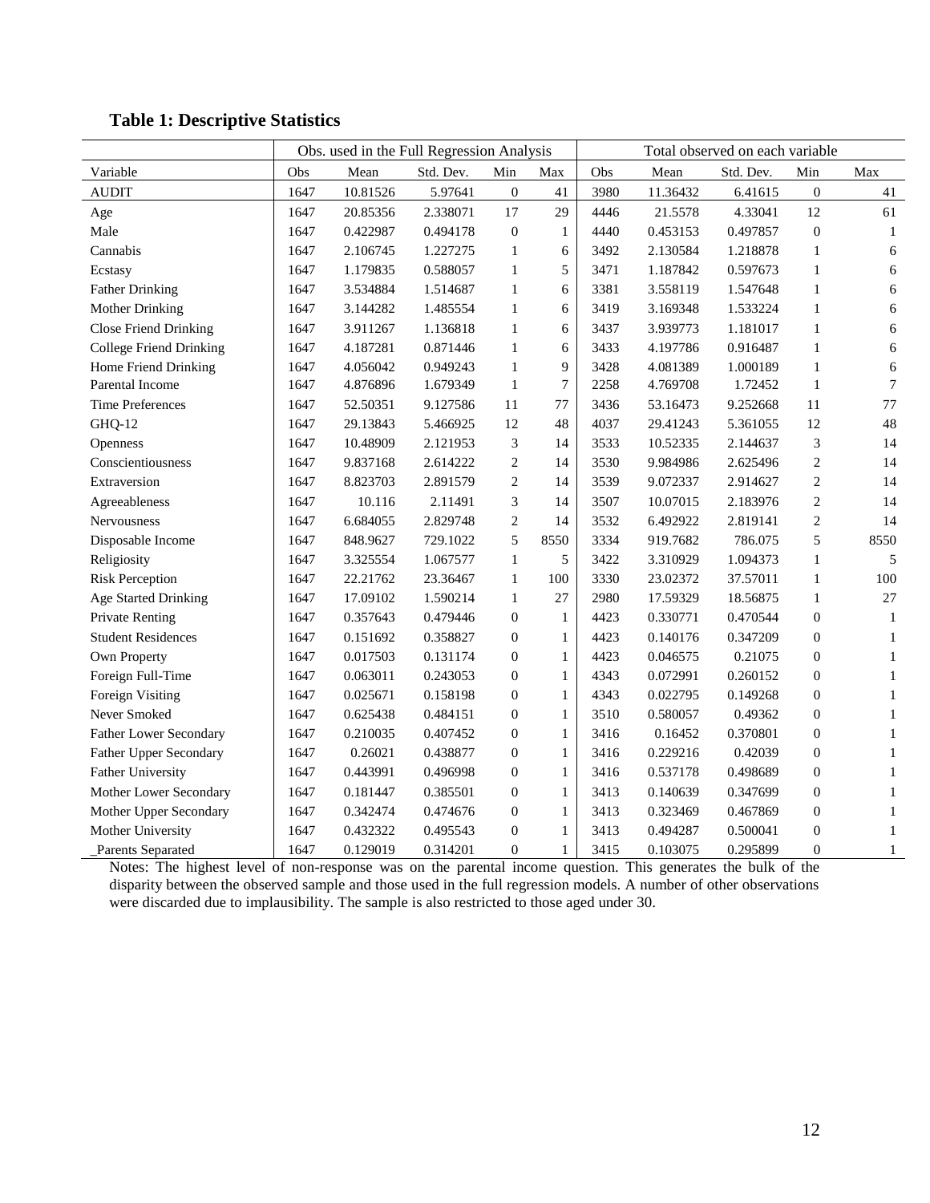**Table 1: Descriptive Statistics**

| | Obs. used in the Full Regression Analysis | | | | | Total observed on each variable | | | | |
|---|---|---|---|---|---|---|---|---|---|---|
| Variable | Obs | Mean | Std. Dev. | Min | Max | Obs | Mean | Std. Dev. | Min | Max |
| AUDIT | 1647 | 10.81526 | 5.97641 | 0 | 41 | 3980 | 11.36432 | 6.41615 | 0 | 41 |
| Age | 1647 | 20.85356 | 2.338071 | 17 | 29 | 4446 | 21.5578 | 4.33041 | 12 | 61 |
| Male | 1647 | 0.422987 | 0.494178 | 0 | 1 | 4440 | 0.453153 | 0.497857 | 0 | 1 |
| Cannabis | 1647 | 2.106745 | 1.227275 | 1 | 6 | 3492 | 2.130584 | 1.218878 | 1 | 6 |
| Ecstasy | 1647 | 1.179835 | 0.588057 | 1 | 5 | 3471 | 1.187842 | 0.597673 | 1 | 6 |
| Father Drinking | 1647 | 3.534884 | 1.514687 | 1 | 6 | 3381 | 3.558119 | 1.547648 | 1 | 6 |
| Mother Drinking | 1647 | 3.144282 | 1.485554 | 1 | 6 | 3419 | 3.169348 | 1.533224 | 1 | 6 |
| Close Friend Drinking | 1647 | 3.911267 | 1.136818 | 1 | 6 | 3437 | 3.939773 | 1.181017 | 1 | 6 |
| College Friend Drinking | 1647 | 4.187281 | 0.871446 | 1 | 6 | 3433 | 4.197786 | 0.916487 | 1 | 6 |
| Home Friend Drinking | 1647 | 4.056042 | 0.949243 | 1 | 9 | 3428 | 4.081389 | 1.000189 | 1 | 6 |
| Parental Income | 1647 | 4.876896 | 1.679349 | 1 | 7 | 2258 | 4.769708 | 1.72452 | 1 | 7 |
| Time Preferences | 1647 | 52.50351 | 9.127586 | 11 | 77 | 3436 | 53.16473 | 9.252668 | 11 | 77 |
| GHQ-12 | 1647 | 29.13843 | 5.466925 | 12 | 48 | 4037 | 29.41243 | 5.361055 | 12 | 48 |
| Openness | 1647 | 10.48909 | 2.121953 | 3 | 14 | 3533 | 10.52335 | 2.144637 | 3 | 14 |
| Conscientiousness | 1647 | 9.837168 | 2.614222 | 2 | 14 | 3530 | 9.984986 | 2.625496 | 2 | 14 |
| Extraversion | 1647 | 8.823703 | 2.891579 | 2 | 14 | 3539 | 9.072337 | 2.914627 | 2 | 14 |
| Agreeableness | 1647 | 10.116 | 2.11491 | 3 | 14 | 3507 | 10.07015 | 2.183976 | 2 | 14 |
| Nervousness | 1647 | 6.684055 | 2.829748 | 2 | 14 | 3532 | 6.492922 | 2.819141 | 2 | 14 |
| Disposable Income | 1647 | 848.9627 | 729.1022 | 5 | 8550 | 3334 | 919.7682 | 786.075 | 5 | 8550 |
| Religiosity | 1647 | 3.325554 | 1.067577 | 1 | 5 | 3422 | 3.310929 | 1.094373 | 1 | 5 |
| Risk Perception | 1647 | 22.21762 | 23.36467 | 1 | 100 | 3330 | 23.02372 | 37.57011 | 1 | 100 |
| Age Started Drinking | 1647 | 17.09102 | 1.590214 | 1 | 27 | 2980 | 17.59329 | 18.56875 | 1 | 27 |
| Private Renting | 1647 | 0.357643 | 0.479446 | 0 | 1 | 4423 | 0.330771 | 0.470544 | 0 | 1 |
| Student Residences | 1647 | 0.151692 | 0.358827 | 0 | 1 | 4423 | 0.140176 | 0.347209 | 0 | 1 |
| Own Property | 1647 | 0.017503 | 0.131174 | 0 | 1 | 4423 | 0.046575 | 0.21075 | 0 | 1 |
| Foreign Full-Time | 1647 | 0.063011 | 0.243053 | 0 | 1 | 4343 | 0.072991 | 0.260152 | 0 | 1 |
| Foreign Visiting | 1647 | 0.025671 | 0.158198 | 0 | 1 | 4343 | 0.022795 | 0.149268 | 0 | 1 |
| Never Smoked | 1647 | 0.625438 | 0.484151 | 0 | 1 | 3510 | 0.580057 | 0.49362 | 0 | 1 |
| Father Lower Secondary | 1647 | 0.210035 | 0.407452 | 0 | 1 | 3416 | 0.16452 | 0.370801 | 0 | 1 |
| Father Upper Secondary | 1647 | 0.26021 | 0.438877 | 0 | 1 | 3416 | 0.229216 | 0.42039 | 0 | 1 |
| Father University | 1647 | 0.443991 | 0.496998 | 0 | 1 | 3416 | 0.537178 | 0.498689 | 0 | 1 |
| Mother Lower Secondary | 1647 | 0.181447 | 0.385501 | 0 | 1 | 3413 | 0.140639 | 0.347699 | 0 | 1 |
| Mother Upper Secondary | 1647 | 0.342474 | 0.474676 | 0 | 1 | 3413 | 0.323469 | 0.467869 | 0 | 1 |
| Mother University | 1647 | 0.432322 | 0.495543 | 0 | 1 | 3413 | 0.494287 | 0.500041 | 0 | 1 |
| _Parents Separated | 1647 | 0.129019 | 0.314201 | 0 | 1 | 3415 | 0.103075 | 0.295899 | 0 | 1 |

Notes: The highest level of non-response was on the parental income question. This generates the bulk of the disparity between the observed sample and those used in the full regression models. A number of other observations were discarded due to implausibility. The sample is also restricted to those aged under 30.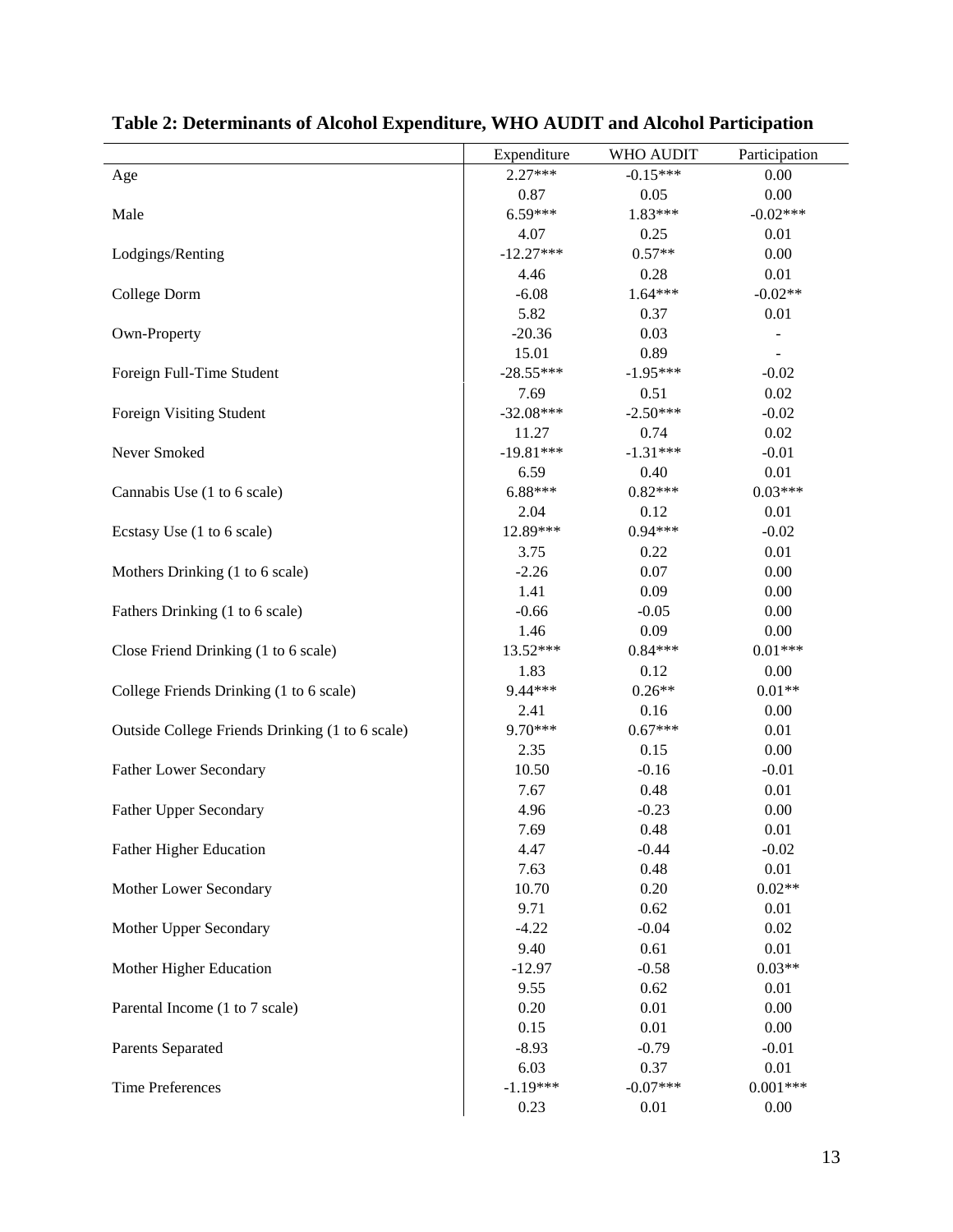# Table 2: Determinants of Alcohol Expenditure, WHO AUDIT and Alcohol Participation

| | Expenditure | WHO AUDIT | Participation |
|---|---|---|---|
| Age | 2.27*** | -0.15*** | 0.00 |
| | 0.87 | 0.05 | 0.00 |
| Male | 6.59*** | 1.83*** | -0.02*** |
| | 4.07 | 0.25 | 0.01 |
| Lodgings/Renting | -12.27*** | 0.57** | 0.00 |
| | 4.46 | 0.28 | 0.01 |
| College Dorm | -6.08 | 1.64*** | -0.02** |
| | 5.82 | 0.37 | 0.01 |
| Own-Property | -20.36 | 0.03 | - |
| | 15.01 | 0.89 | - |
| Foreign Full-Time Student | -28.55*** | -1.95*** | -0.02 |
| | 7.69 | 0.51 | 0.02 |
| Foreign Visiting Student | -32.08*** | -2.50*** | -0.02 |
| | 11.27 | 0.74 | 0.02 |
| Never Smoked | -19.81*** | -1.31*** | -0.01 |
| | 6.59 | 0.40 | 0.01 |
| Cannabis Use (1 to 6 scale) | 6.88*** | 0.82*** | 0.03*** |
| | 2.04 | 0.12 | 0.01 |
| Ecstasy Use (1 to 6 scale) | 12.89*** | 0.94*** | -0.02 |
| | 3.75 | 0.22 | 0.01 |
| Mothers Drinking (1 to 6 scale) | -2.26 | 0.07 | 0.00 |
| | 1.41 | 0.09 | 0.00 |
| Fathers Drinking (1 to 6 scale) | -0.66 | -0.05 | 0.00 |
| | 1.46 | 0.09 | 0.00 |
| Close Friend Drinking (1 to 6 scale) | 13.52*** | 0.84*** | 0.01*** |
| | 1.83 | 0.12 | 0.00 |
| College Friends Drinking (1 to 6 scale) | 9.44*** | 0.26** | 0.01** |
| | 2.41 | 0.16 | 0.00 |
| Outside College Friends Drinking (1 to 6 scale) | 9.70*** | 0.67*** | 0.01 |
| | 2.35 | 0.15 | 0.00 |
| Father Lower Secondary | 10.50 | -0.16 | -0.01 |
| | 7.67 | 0.48 | 0.01 |
| Father Upper Secondary | 4.96 | -0.23 | 0.00 |
| | 7.69 | 0.48 | 0.01 |
| Father Higher Education | 4.47 | -0.44 | -0.02 |
| | 7.63 | 0.48 | 0.01 |
| Mother Lower Secondary | 10.70 | 0.20 | 0.02** |
| | 9.71 | 0.62 | 0.01 |
| Mother Upper Secondary | -4.22 | -0.04 | 0.02 |
| | 9.40 | 0.61 | 0.01 |
| Mother Higher Education | -12.97 | -0.58 | 0.03** |
| | 9.55 | 0.62 | 0.01 |
| Parental Income (1 to 7 scale) | 0.20 | 0.01 | 0.00 |
| | 0.15 | 0.01 | 0.00 |
| Parents Separated | -8.93 | -0.79 | -0.01 |
| | 6.03 | 0.37 | 0.01 |
| Time Preferences | -1.19*** | -0.07*** | 0.001*** |
| | 0.23 | 0.01 | 0.00 |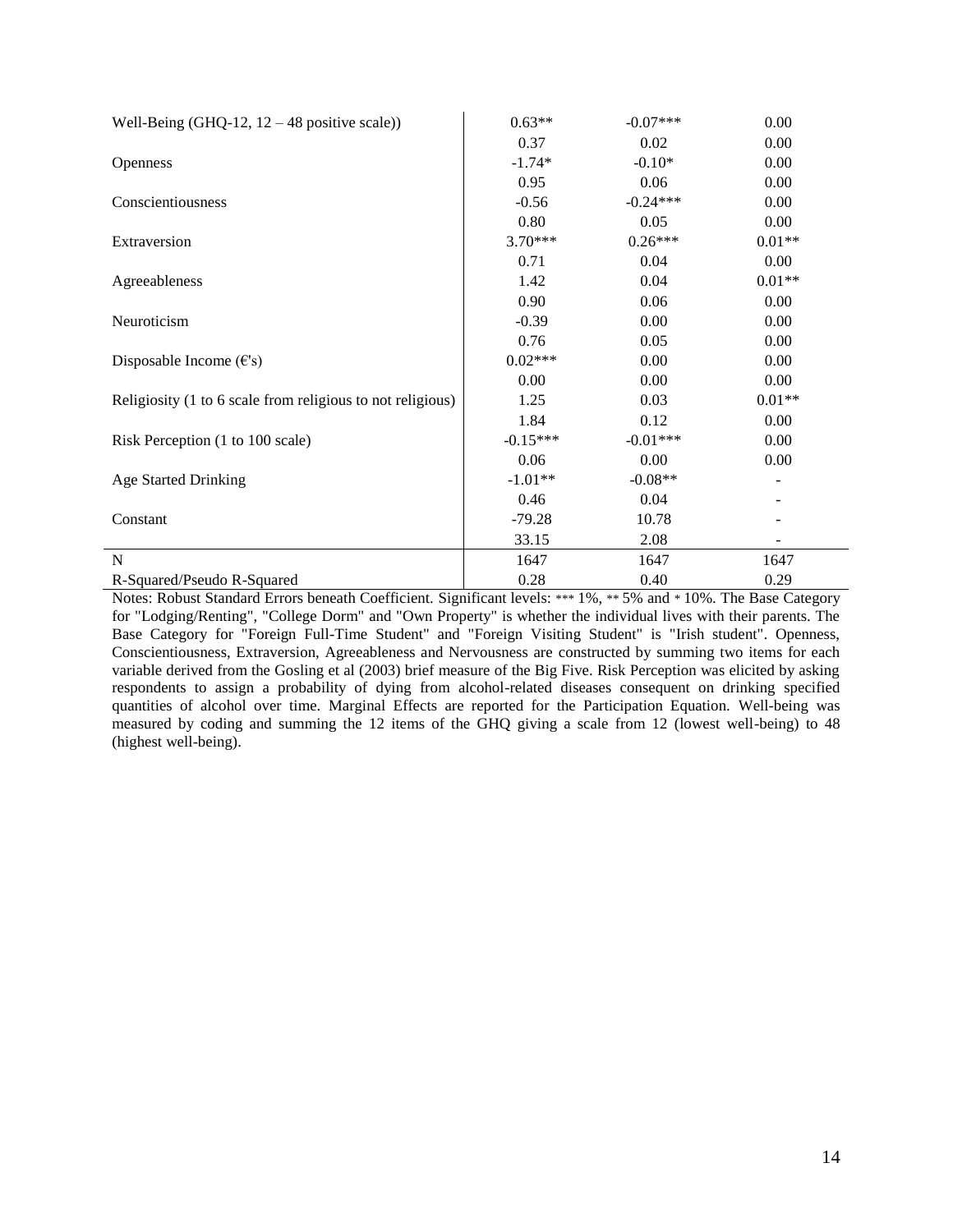| | | | |
|---|---|---|---|
| Well-Being (GHQ-12, 12 – 48 positive scale)) | 0.63** | -0.07*** | 0.00 |
| | 0.37 | 0.02 | 0.00 |
| Openness | -1.74* | -0.10* | 0.00 |
| | 0.95 | 0.06 | 0.00 |
| Conscientiousness | -0.56 | -0.24*** | 0.00 |
| | 0.80 | 0.05 | 0.00 |
| Extraversion | 3.70*** | 0.26*** | 0.01** |
| | 0.71 | 0.04 | 0.00 |
| Agreeableness | 1.42 | 0.04 | 0.01** |
| | 0.90 | 0.06 | 0.00 |
| Neuroticism | -0.39 | 0.00 | 0.00 |
| | 0.76 | 0.05 | 0.00 |
| Disposable Income (€'s) | 0.02*** | 0.00 | 0.00 |
| | 0.00 | 0.00 | 0.00 |
| Religiosity (1 to 6 scale from religious to not religious) | 1.25 | 0.03 | 0.01** |
| | 1.84 | 0.12 | 0.00 |
| Risk Perception (1 to 100 scale) | -0.15*** | -0.01*** | 0.00 |
| | 0.06 | 0.00 | 0.00 |
| Age Started Drinking | -1.01** | -0.08** | - |
| | 0.46 | 0.04 | - |
| Constant | -79.28 | 10.78 | - |
| | 33.15 | 2.08 | - |
| N | 1647 | 1647 | 1647 |
| R-Squared/Pseudo R-Squared | 0.28 | 0.40 | 0.29 |

Notes: Robust Standard Errors beneath Coefficient. Significant levels: *** 1%, ** 5% and * 10%. The Base Category for "Lodging/Renting", "College Dorm" and "Own Property" is whether the individual lives with their parents. The Base Category for "Foreign Full-Time Student" and "Foreign Visiting Student" is "Irish student". Openness, Conscientiousness, Extraversion, Agreeableness and Nervousness are constructed by summing two items for each variable derived from the Gosling et al (2003) brief measure of the Big Five. Risk Perception was elicited by asking respondents to assign a probability of dying from alcohol-related diseases consequent on drinking specified quantities of alcohol over time. Marginal Effects are reported for the Participation Equation. Well-being was measured by coding and summing the 12 items of the GHQ giving a scale from 12 (lowest well-being) to 48 (highest well-being).